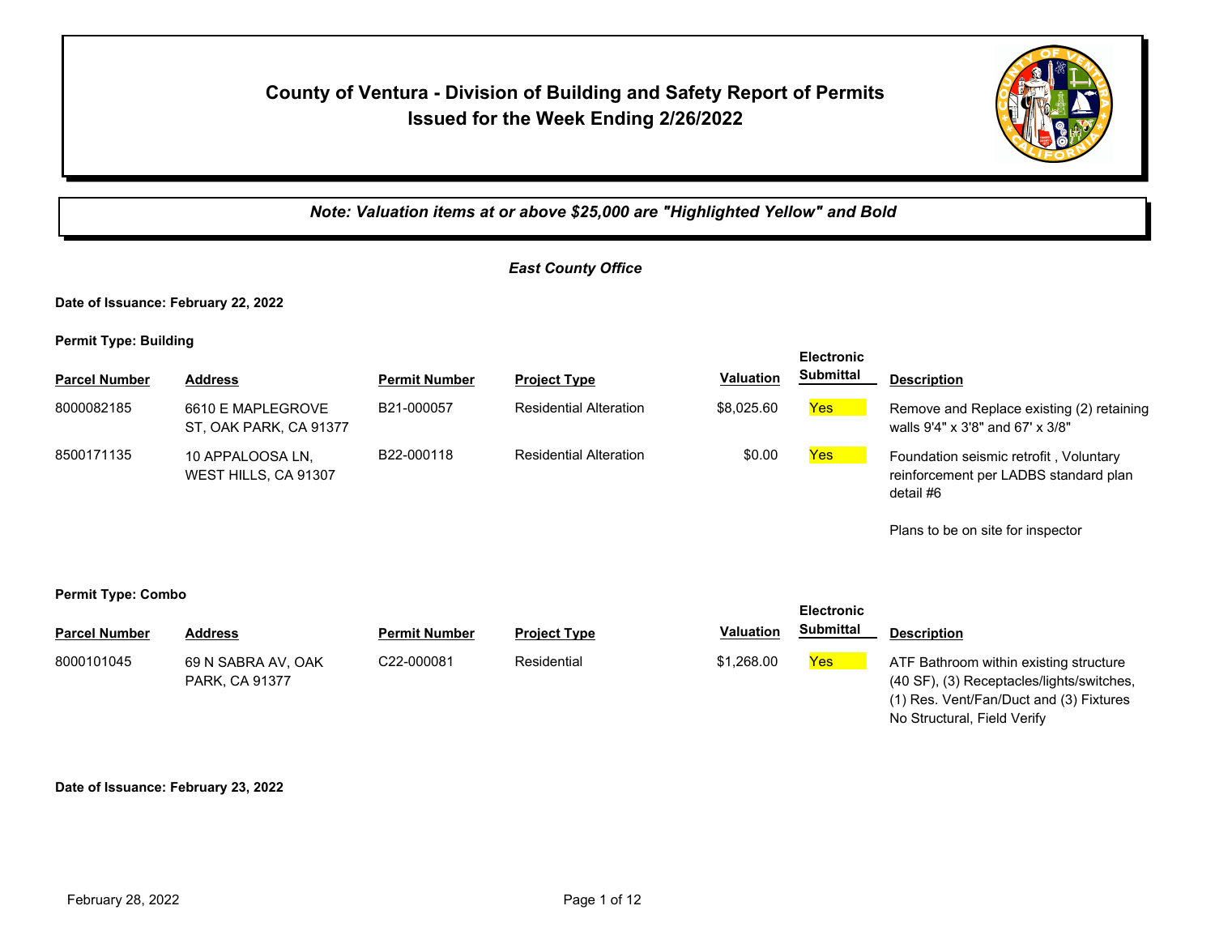# County of Ventura - Division of Building and Safety Report of Permits Issued for the Week Ending 2/26/2022

***Note: Valuation items at or above $25,000 are "Highlighted Yellow" and Bold***

## *East County Office*

**Date of Issuance: February 22, 2022**

**Permit Type: Building**

| Parcel Number | Address | Permit Number | Project Type | Valuation | Electronic Submittal | Description |
|---|---|---|---|---|---|---|
| 8000082185 | 6610 E MAPLEGROVE ST, OAK PARK, CA 91377 | B21-000057 | Residential Alteration | $8,025.60 | Yes | Remove and Replace existing (2) retaining walls 9'4" x 3'8" and 67' x 3/8" |
| 8500171135 | 10 APPALOOSA LN, WEST HILLS, CA 91307 | B22-000118 | Residential Alteration | $0.00 | Yes | Foundation seismic retrofit , Voluntary reinforcement per LADBS standard plan detail #6<br><br>Plans to be on site for inspector |

**Permit Type: Combo**

| Parcel Number | Address | Permit Number | Project Type | Valuation | Electronic Submittal | Description |
|---|---|---|---|---|---|---|
| 8000101045 | 69 N SABRA AV, OAK PARK, CA 91377 | C22-000081 | Residential | $1,268.00 | Yes | ATF Bathroom within existing structure (40 SF), (3) Receptacles/lights/switches, (1) Res. Vent/Fan/Duct and (3) Fixtures No Structural, Field Verify |

**Date of Issuance: February 23, 2022**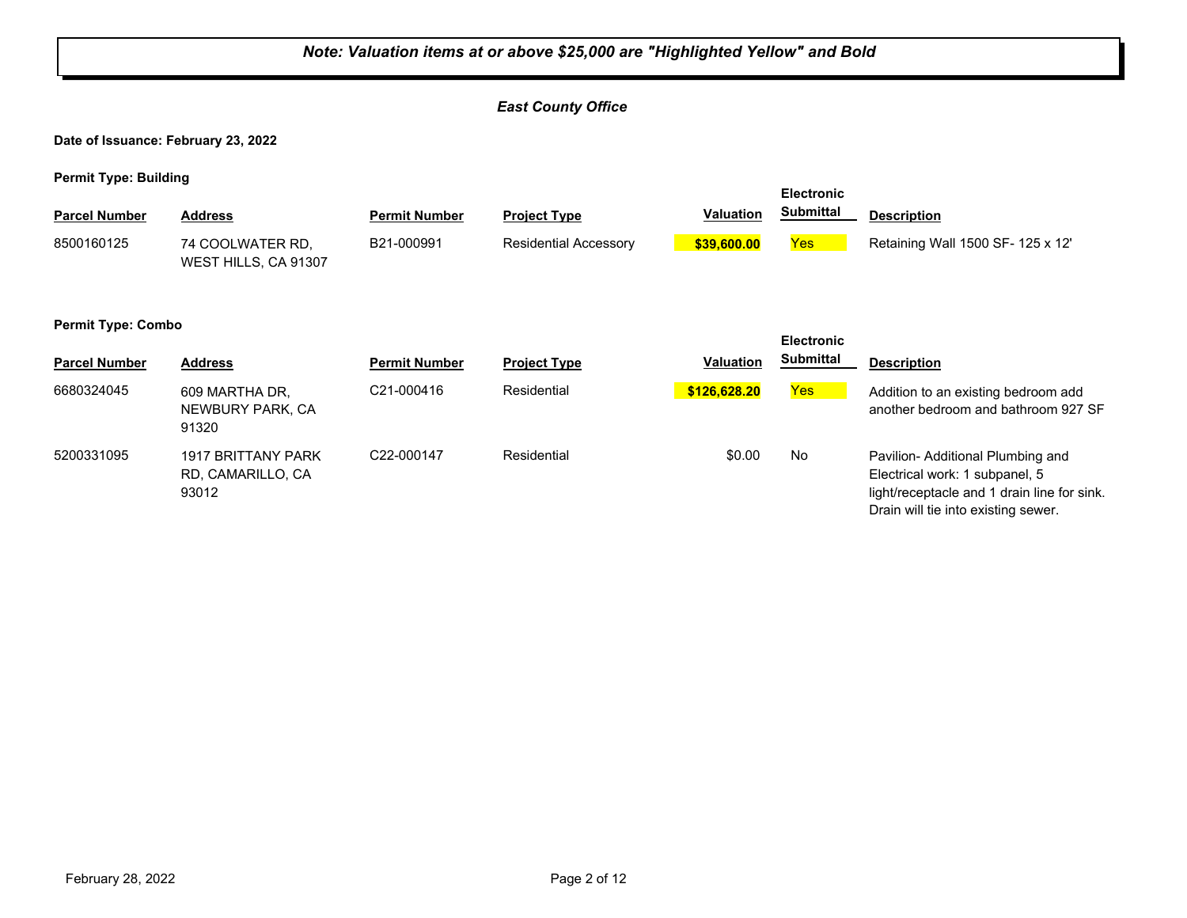***Note: Valuation items at or above $25,000 are "Highlighted Yellow" and Bold***

***East County Office***

**Date of Issuance: February 23, 2022**

**Permit Type: Building**

| Parcel Number | Address | Permit Number | Project Type | Valuation | Electronic Submittal | Description |
|---|---|---|---|---|---|---|
| 8500160125 | 74 COOLWATER RD, WEST HILLS, CA 91307 | B21-000991 | Residential Accessory | **$39,600.00** | Yes | Retaining Wall 1500 SF- 125 x 12' |

**Permit Type: Combo**

| Parcel Number | Address | Permit Number | Project Type | Valuation | Electronic Submittal | Description |
|---|---|---|---|---|---|---|
| 6680324045 | 609 MARTHA DR, NEWBURY PARK, CA 91320 | C21-000416 | Residential | **$126,628.20** | Yes | Addition to an existing bedroom add another bedroom and bathroom 927 SF |
| 5200331095 | 1917 BRITTANY PARK RD, CAMARILLO, CA 93012 | C22-000147 | Residential | $0.00 | No | Pavilion- Additional Plumbing and Electrical work: 1 subpanel, 5 light/receptacle and 1 drain line for sink. Drain will tie into existing sewer. |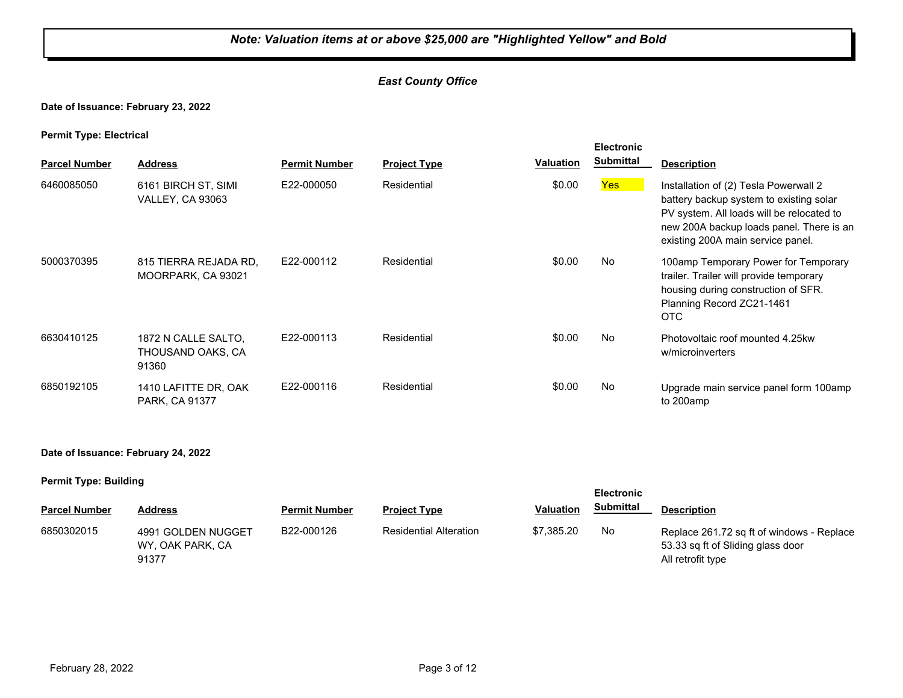***Note: Valuation items at or above $25,000 are "Highlighted Yellow" and Bold***

***East County Office***

**Date of Issuance: February 23, 2022**

**Permit Type: Electrical**

| Parcel Number | Address | Permit Number | Project Type | Valuation | Electronic Submittal | Description |
|---|---|---|---|---|---|---|
| 6460085050 | 6161 BIRCH ST, SIMI VALLEY, CA 93063 | E22-000050 | Residential | $0.00 | Yes | Installation of (2) Tesla Powerwall 2 battery backup system to existing solar PV system. All loads will be relocated to new 200A backup loads panel. There is an existing 200A main service panel. |
| 5000370395 | 815 TIERRA REJADA RD, MOORPARK, CA 93021 | E22-000112 | Residential | $0.00 | No | 100amp Temporary Power for Temporary trailer. Trailer will provide temporary housing during construction of SFR. Planning Record ZC21-1461 OTC |
| 6630410125 | 1872 N CALLE SALTO, THOUSAND OAKS, CA 91360 | E22-000113 | Residential | $0.00 | No | Photovoltaic roof mounted 4.25kw w/microinverters |
| 6850192105 | 1410 LAFITTE DR, OAK PARK, CA 91377 | E22-000116 | Residential | $0.00 | No | Upgrade main service panel form 100amp to 200amp |

**Date of Issuance: February 24, 2022**

**Permit Type: Building**

| Parcel Number | Address | Permit Number | Project Type | Valuation | Electronic Submittal | Description |
|---|---|---|---|---|---|---|
| 6850302015 | 4991 GOLDEN NUGGET WY, OAK PARK, CA 91377 | B22-000126 | Residential Alteration | $7,385.20 | No | Replace 261.72 sq ft of windows - Replace 53.33 sq ft of Sliding glass door All retrofit type |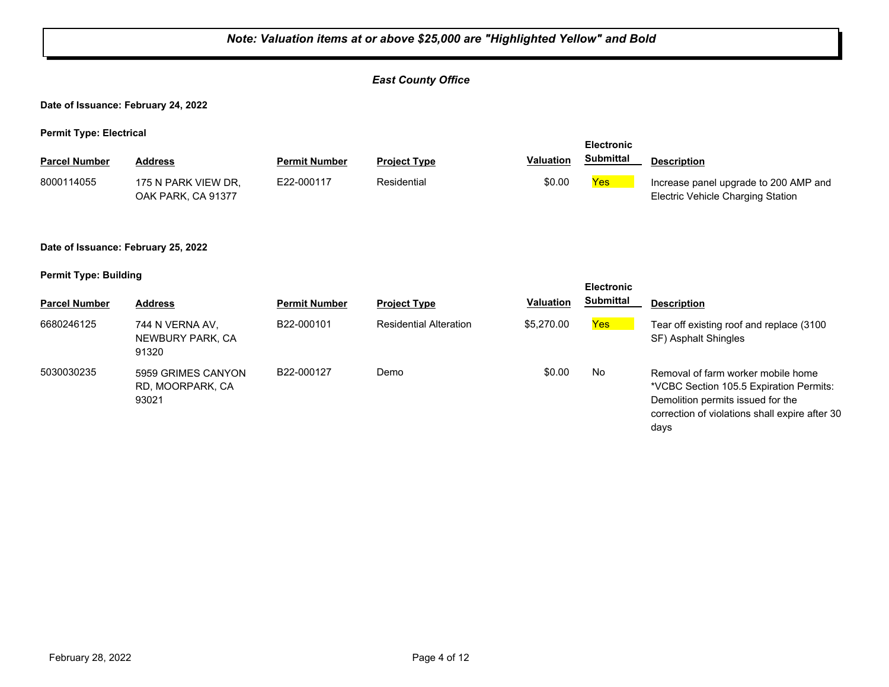***Note: Valuation items at or above $25,000 are "Highlighted Yellow" and Bold***

***East County Office***

**Date of Issuance: February 24, 2022**

**Permit Type: Electrical**

| Parcel Number | Address | Permit Number | Project Type | Valuation | Electronic Submittal | Description |
|---|---|---|---|---|---|---|
| 8000114055 | 175 N PARK VIEW DR, OAK PARK, CA 91377 | E22-000117 | Residential | $0.00 | Yes | Increase panel upgrade to 200 AMP and Electric Vehicle Charging Station |

**Date of Issuance: February 25, 2022**

**Permit Type: Building**

| Parcel Number | Address | Permit Number | Project Type | Valuation | Electronic Submittal | Description |
|---|---|---|---|---|---|---|
| 6680246125 | 744 N VERNA AV, NEWBURY PARK, CA 91320 | B22-000101 | Residential Alteration | $5,270.00 | Yes | Tear off existing roof and replace (3100 SF) Asphalt Shingles |
| 5030030235 | 5959 GRIMES CANYON RD, MOORPARK, CA 93021 | B22-000127 | Demo | $0.00 | No | Removal of farm worker mobile home *VCBC Section 105.5 Expiration Permits: Demolition permits issued for the correction of violations shall expire after 30 days |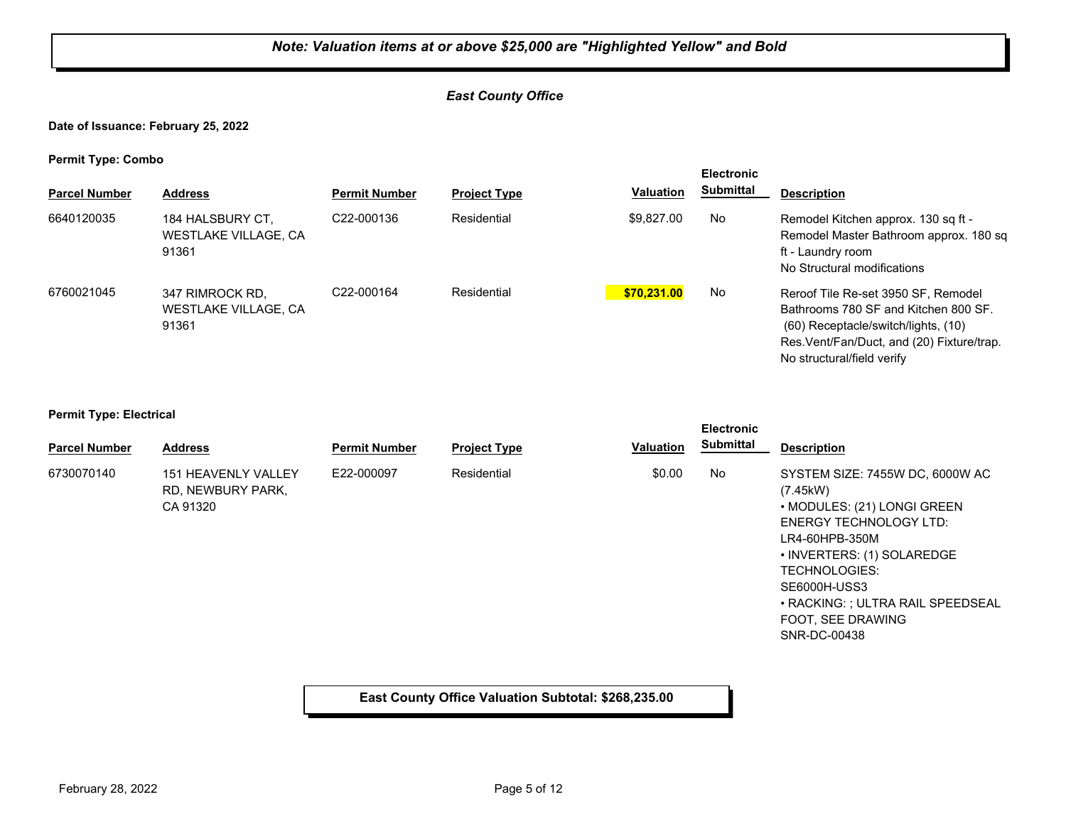***Note: Valuation items at or above $25,000 are "Highlighted Yellow" and Bold***

***East County Office***

**Date of Issuance: February 25, 2022**

**Permit Type: Combo**

| Parcel Number | Address | Permit Number | Project Type | Valuation | Electronic Submittal | Description |
|---|---|---|---|---|---|---|
| 6640120035 | 184 HALSBURY CT, WESTLAKE VILLAGE, CA 91361 | C22-000136 | Residential | $9,827.00 | No | Remodel Kitchen approx. 130 sq ft - Remodel Master Bathroom approx. 180 sq ft - Laundry room<br>No Structural modifications |
| 6760021045 | 347 RIMROCK RD, WESTLAKE VILLAGE, CA 91361 | C22-000164 | Residential | **$70,231.00** | No | Reroof Tile Re-set 3950 SF, Remodel Bathrooms 780 SF and Kitchen 800 SF. (60) Receptacle/switch/lights, (10) Res.Vent/Fan/Duct, and (20) Fixture/trap. No structural/field verify |

**Permit Type: Electrical**

| Parcel Number | Address | Permit Number | Project Type | Valuation | Electronic Submittal | Description |
|---|---|---|---|---|---|---|
| 6730070140 | 151 HEAVENLY VALLEY RD, NEWBURY PARK, CA 91320 | E22-000097 | Residential | $0.00 | No | SYSTEM SIZE: 7455W DC, 6000W AC (7.45kW)<br>• MODULES: (21) LONGI GREEN ENERGY TECHNOLOGY LTD: LR4-60HPB-350M<br>• INVERTERS: (1) SOLAREDGE TECHNOLOGIES: SE6000H-USS3<br>• RACKING: ; ULTRA RAIL SPEEDSEAL FOOT, SEE DRAWING SNR-DC-00438 |

**East County Office Valuation Subtotal: $268,235.00**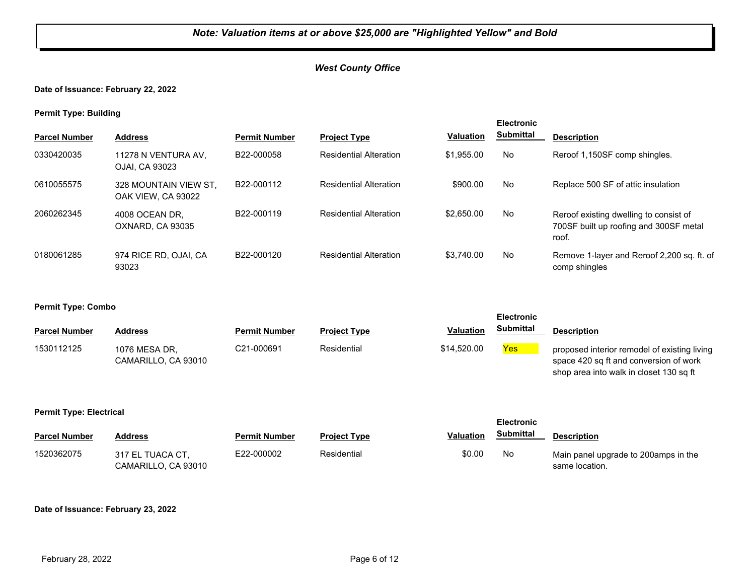*Note: Valuation items at or above $25,000 are "Highlighted Yellow" and Bold*

## *West County Office*

**Date of Issuance: February 22, 2022**

**Permit Type: Building**

| Parcel Number | Address | Permit Number | Project Type | Valuation | Electronic Submittal | Description |
|---|---|---|---|---|---|---|
| 0330420035 | 11278 N VENTURA AV, OJAI, CA 93023 | B22-000058 | Residential Alteration | $1,955.00 | No | Reroof 1,150SF comp shingles. |
| 0610055575 | 328 MOUNTAIN VIEW ST, OAK VIEW, CA 93022 | B22-000112 | Residential Alteration | $900.00 | No | Replace 500 SF of attic insulation |
| 2060262345 | 4008 OCEAN DR, OXNARD, CA 93035 | B22-000119 | Residential Alteration | $2,650.00 | No | Reroof existing dwelling to consist of 700SF built up roofing and 300SF metal roof. |
| 0180061285 | 974 RICE RD, OJAI, CA 93023 | B22-000120 | Residential Alteration | $3,740.00 | No | Remove 1-layer and Reroof 2,200 sq. ft. of comp shingles |

**Permit Type: Combo**

| Parcel Number | Address | Permit Number | Project Type | Valuation | Electronic Submittal | Description |
|---|---|---|---|---|---|---|
| 1530112125 | 1076 MESA DR, CAMARILLO, CA 93010 | C21-000691 | Residential | $14,520.00 | Yes | proposed interior remodel of existing living space 420 sq ft and conversion of work shop area into walk in closet 130 sq ft |

**Permit Type: Electrical**

| Parcel Number | Address | Permit Number | Project Type | Valuation | Electronic Submittal | Description |
|---|---|---|---|---|---|---|
| 1520362075 | 317 EL TUACA CT, CAMARILLO, CA 93010 | E22-000002 | Residential | $0.00 | No | Main panel upgrade to 200amps in the same location. |

**Date of Issuance: February 23, 2022**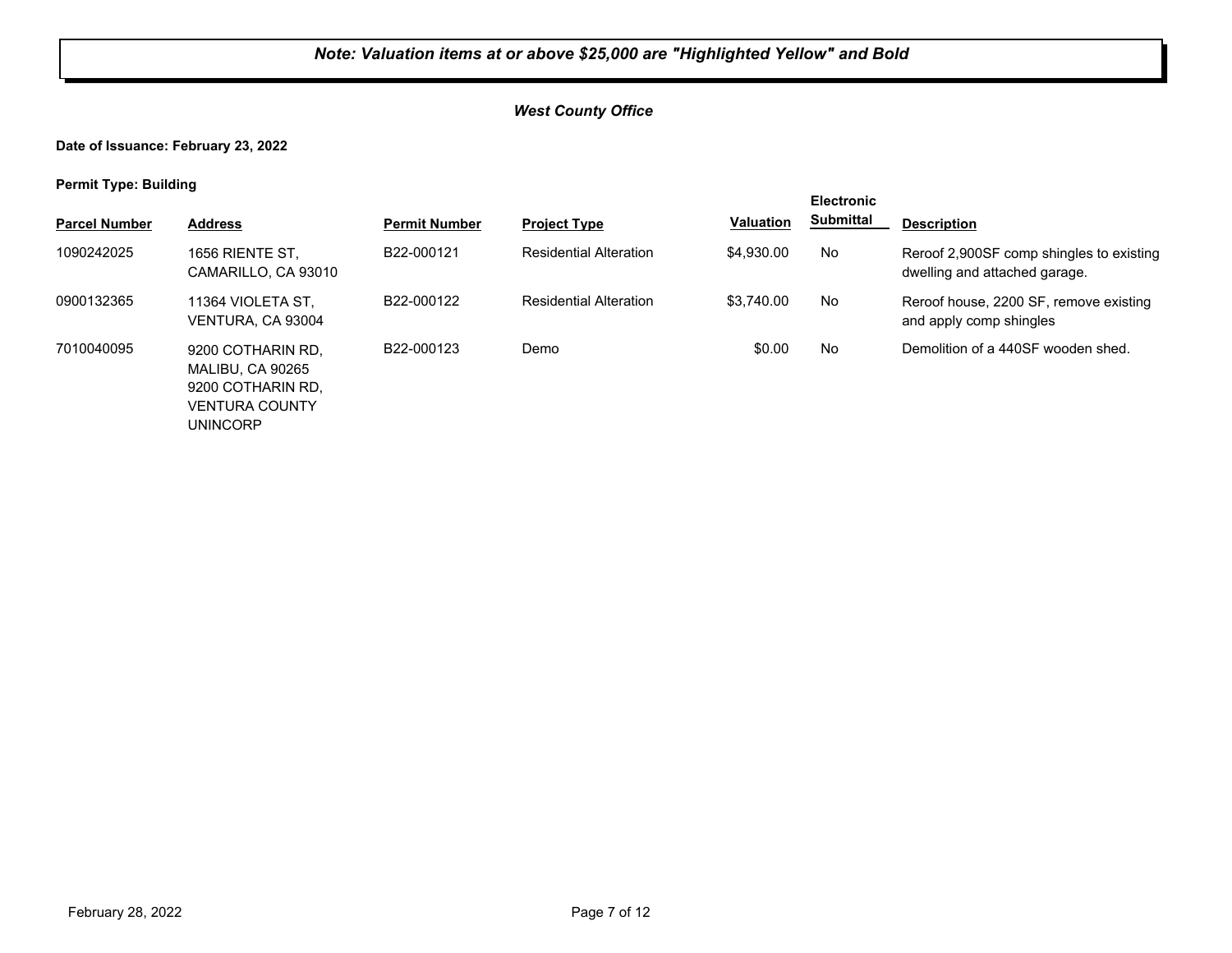***Note: Valuation items at or above $25,000 are "Highlighted Yellow" and Bold***

***West County Office***

**Date of Issuance: February 23, 2022**

**Permit Type: Building**

| Parcel Number | Address | Permit Number | Project Type | Valuation | Electronic Submittal | Description |
|---|---|---|---|---|---|---|
| 1090242025 | 1656 RIENTE ST, CAMARILLO, CA 93010 | B22-000121 | Residential Alteration | $4,930.00 | No | Reroof 2,900SF comp shingles to existing dwelling and attached garage. |
| 0900132365 | 11364 VIOLETA ST, VENTURA, CA 93004 | B22-000122 | Residential Alteration | $3,740.00 | No | Reroof house, 2200 SF, remove existing and apply comp shingles |
| 7010040095 | 9200 COTHARIN RD, MALIBU, CA 90265 9200 COTHARIN RD, VENTURA COUNTY UNINCORP | B22-000123 | Demo | $0.00 | No | Demolition of a 440SF wooden shed. |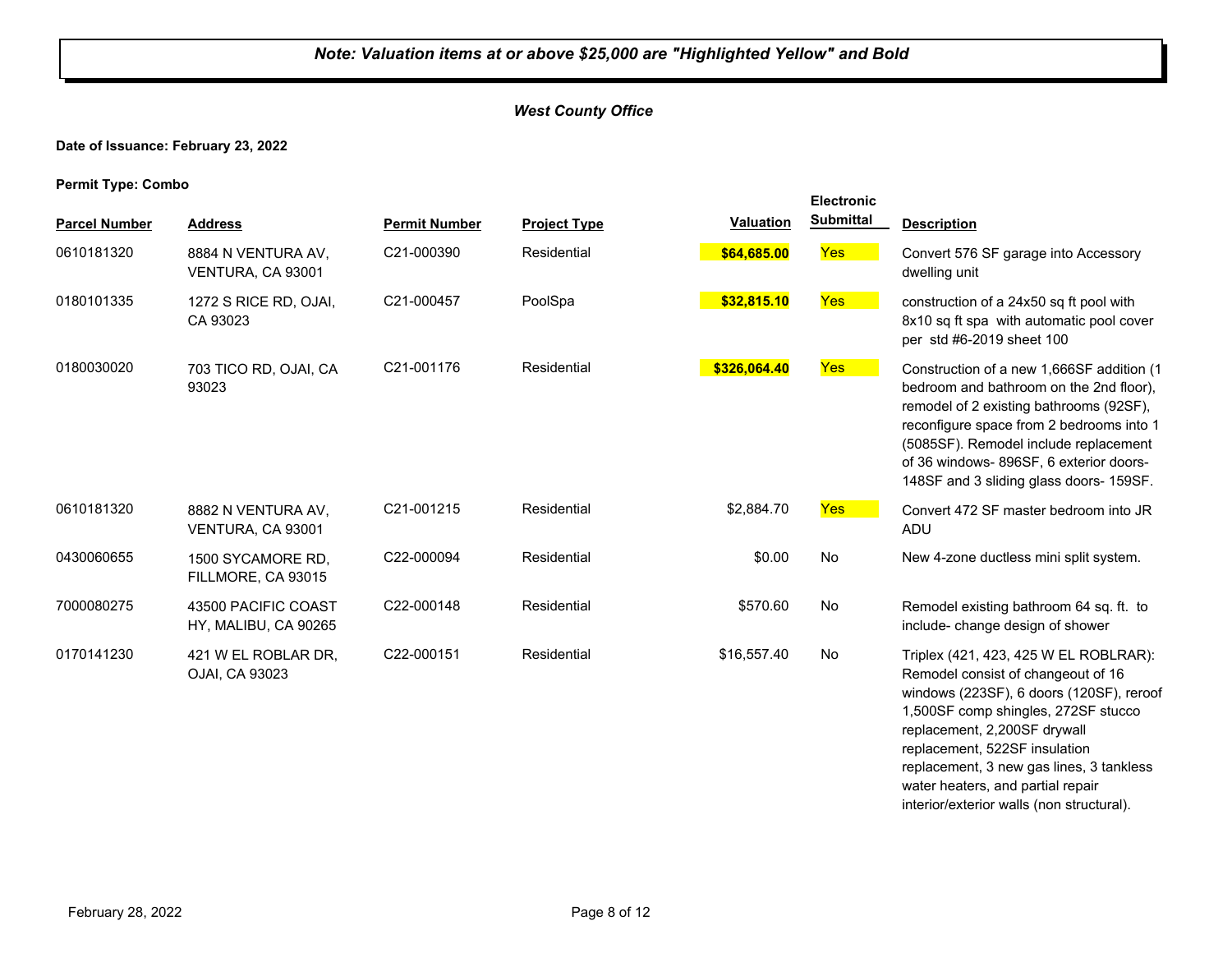***Note: Valuation items at or above $25,000 are "Highlighted Yellow" and Bold***

***West County Office***

**Date of Issuance: February 23, 2022**

**Permit Type: Combo**

| Parcel Number | Address | Permit Number | Project Type | Valuation | Electronic Submittal | Description |
|---|---|---|---|---|---|---|
| 0610181320 | 8884 N VENTURA AV, VENTURA, CA 93001 | C21-000390 | Residential | **$64,685.00** | Yes | Convert 576 SF garage into Accessory dwelling unit |
| 0180101335 | 1272 S RICE RD, OJAI, CA 93023 | C21-000457 | PoolSpa | **$32,815.10** | Yes | construction of a 24x50 sq ft pool with 8x10 sq ft spa with automatic pool cover per std #6-2019 sheet 100 |
| 0180030020 | 703 TICO RD, OJAI, CA 93023 | C21-001176 | Residential | **$326,064.40** | Yes | Construction of a new 1,666SF addition (1 bedroom and bathroom on the 2nd floor), remodel of 2 existing bathrooms (92SF), reconfigure space from 2 bedrooms into 1 (5085SF). Remodel include replacement of 36 windows- 896SF, 6 exterior doors- 148SF and 3 sliding glass doors- 159SF. |
| 0610181320 | 8882 N VENTURA AV, VENTURA, CA 93001 | C21-001215 | Residential | $2,884.70 | Yes | Convert 472 SF master bedroom into JR ADU |
| 0430060655 | 1500 SYCAMORE RD, FILLMORE, CA 93015 | C22-000094 | Residential | $0.00 | No | New 4-zone ductless mini split system. |
| 7000080275 | 43500 PACIFIC COAST HY, MALIBU, CA 90265 | C22-000148 | Residential | $570.60 | No | Remodel existing bathroom 64 sq. ft. to include- change design of shower |
| 0170141230 | 421 W EL ROBLAR DR, OJAI, CA 93023 | C22-000151 | Residential | $16,557.40 | No | Triplex (421, 423, 425 W EL ROBLRAR): Remodel consist of changeout of 16 windows (223SF), 6 doors (120SF), reroof 1,500SF comp shingles, 272SF stucco replacement, 2,200SF drywall replacement, 522SF insulation replacement, 3 new gas lines, 3 tankless water heaters, and partial repair interior/exterior walls (non structural). |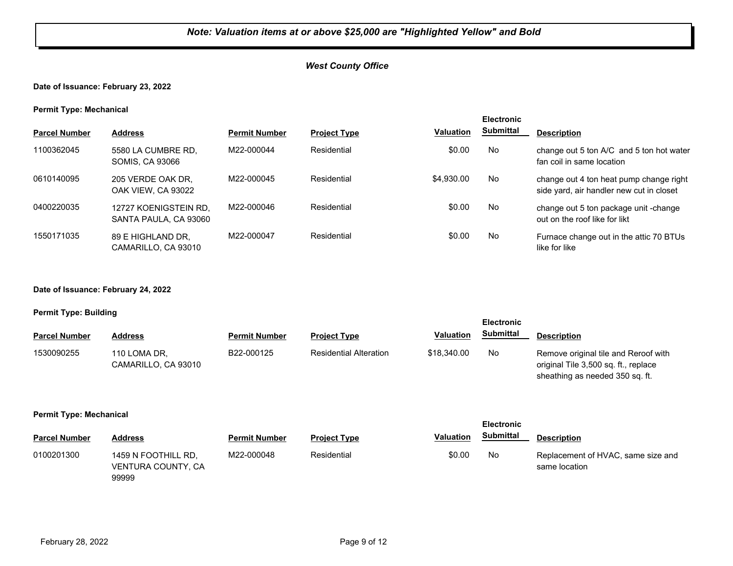***Note: Valuation items at or above $25,000 are "Highlighted Yellow" and Bold***

***West County Office***

**Date of Issuance: February 23, 2022**

**Permit Type: Mechanical**

| Parcel Number | Address | Permit Number | Project Type | Valuation | Electronic Submittal | Description |
|---|---|---|---|---|---|---|
| 1100362045 | 5580 LA CUMBRE RD, SOMIS, CA 93066 | M22-000044 | Residential | $0.00 | No | change out 5 ton A/C  and 5 ton hot water fan coil in same location |
| 0610140095 | 205 VERDE OAK DR, OAK VIEW, CA 93022 | M22-000045 | Residential | $4,930.00 | No | change out 4 ton heat pump change right side yard, air handler new cut in closet |
| 0400220035 | 12727 KOENIGSTEIN RD, SANTA PAULA, CA 93060 | M22-000046 | Residential | $0.00 | No | change out 5 ton package unit -change out on the roof like for likt |
| 1550171035 | 89 E HIGHLAND DR, CAMARILLO, CA 93010 | M22-000047 | Residential | $0.00 | No | Furnace change out in the attic 70 BTUs like for like |

**Date of Issuance: February 24, 2022**

**Permit Type: Building**

| Parcel Number | Address | Permit Number | Project Type | Valuation | Electronic Submittal | Description |
|---|---|---|---|---|---|---|
| 1530090255 | 110 LOMA DR, CAMARILLO, CA 93010 | B22-000125 | Residential Alteration | $18,340.00 | No | Remove original tile and Reroof with original Tile 3,500 sq. ft., replace sheathing as needed 350 sq. ft. |

**Permit Type: Mechanical**

| Parcel Number | Address | Permit Number | Project Type | Valuation | Electronic Submittal | Description |
|---|---|---|---|---|---|---|
| 0100201300 | 1459 N FOOTHILL RD, VENTURA COUNTY, CA 99999 | M22-000048 | Residential | $0.00 | No | Replacement of HVAC, same size and same location |

February 28, 2022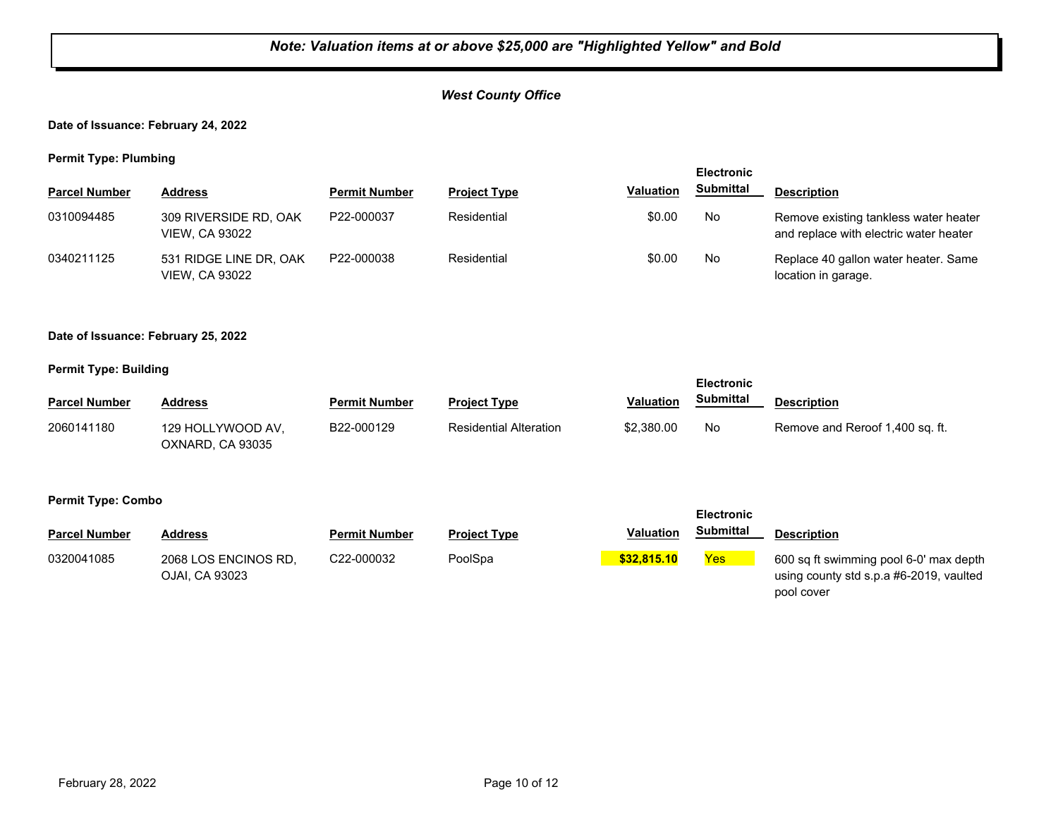***Note: Valuation items at or above $25,000 are "Highlighted Yellow" and Bold***

***West County Office***

**Date of Issuance: February 24, 2022**

**Permit Type: Plumbing**

| Parcel Number | Address | Permit Number | Project Type | Valuation | Electronic Submittal | Description |
|---|---|---|---|---|---|---|
| 0310094485 | 309 RIVERSIDE RD, OAK VIEW, CA 93022 | P22-000037 | Residential | $0.00 | No | Remove existing tankless water heater and replace with electric water heater |
| 0340211125 | 531 RIDGE LINE DR, OAK VIEW, CA 93022 | P22-000038 | Residential | $0.00 | No | Replace 40 gallon water heater. Same location in garage. |

**Date of Issuance: February 25, 2022**

**Permit Type: Building**

| Parcel Number | Address | Permit Number | Project Type | Valuation | Electronic Submittal | Description |
|---|---|---|---|---|---|---|
| 2060141180 | 129 HOLLYWOOD AV, OXNARD, CA 93035 | B22-000129 | Residential Alteration | $2,380.00 | No | Remove and Reroof 1,400 sq. ft. |

**Permit Type: Combo**

| Parcel Number | Address | Permit Number | Project Type | Valuation | Electronic Submittal | Description |
|---|---|---|---|---|---|---|
| 0320041085 | 2068 LOS ENCINOS RD, OJAI, CA 93023 | C22-000032 | PoolSpa | **$32,815.10** | Yes | 600 sq ft swimming pool 6-0' max depth using county std s.p.a #6-2019, vaulted pool cover |

February 28, 2022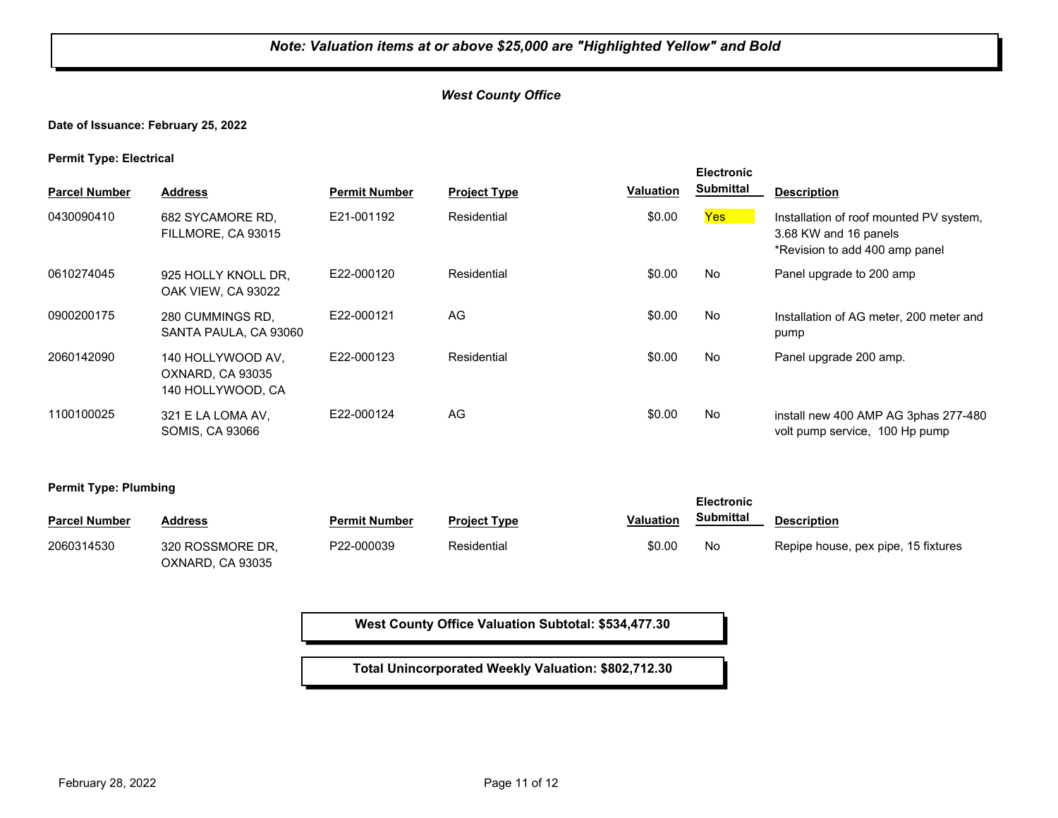***Note: Valuation items at or above $25,000 are "Highlighted Yellow" and Bold***

***West County Office***

**Date of Issuance: February 25, 2022**

**Permit Type: Electrical**

| Parcel Number | Address | Permit Number | Project Type | Valuation | Electronic Submittal | Description |
|---|---|---|---|---|---|---|
| 0430090410 | 682 SYCAMORE RD, FILLMORE, CA 93015 | E21-001192 | Residential | $0.00 | Yes | Installation of roof mounted PV system, 3.68 KW and 16 panels *Revision to add 400 amp panel |
| 0610274045 | 925 HOLLY KNOLL DR, OAK VIEW, CA 93022 | E22-000120 | Residential | $0.00 | No | Panel upgrade to 200 amp |
| 0900200175 | 280 CUMMINGS RD, SANTA PAULA, CA 93060 | E22-000121 | AG | $0.00 | No | Installation of AG meter, 200 meter and pump |
| 2060142090 | 140 HOLLYWOOD AV, OXNARD, CA 93035 140 HOLLYWOOD, CA | E22-000123 | Residential | $0.00 | No | Panel upgrade 200 amp. |
| 1100100025 | 321 E LA LOMA AV, SOMIS, CA 93066 | E22-000124 | AG | $0.00 | No | install new 400 AMP AG 3phas 277-480 volt pump service, 100 Hp pump |

**Permit Type: Plumbing**

| Parcel Number | Address | Permit Number | Project Type | Valuation | Electronic Submittal | Description |
|---|---|---|---|---|---|---|
| 2060314530 | 320 ROSSMORE DR, OXNARD, CA 93035 | P22-000039 | Residential | $0.00 | No | Repipe house, pex pipe, 15 fixtures |

**West County Office Valuation Subtotal: $534,477.30**

**Total Unincorporated Weekly Valuation: $802,712.30**

February 28, 2022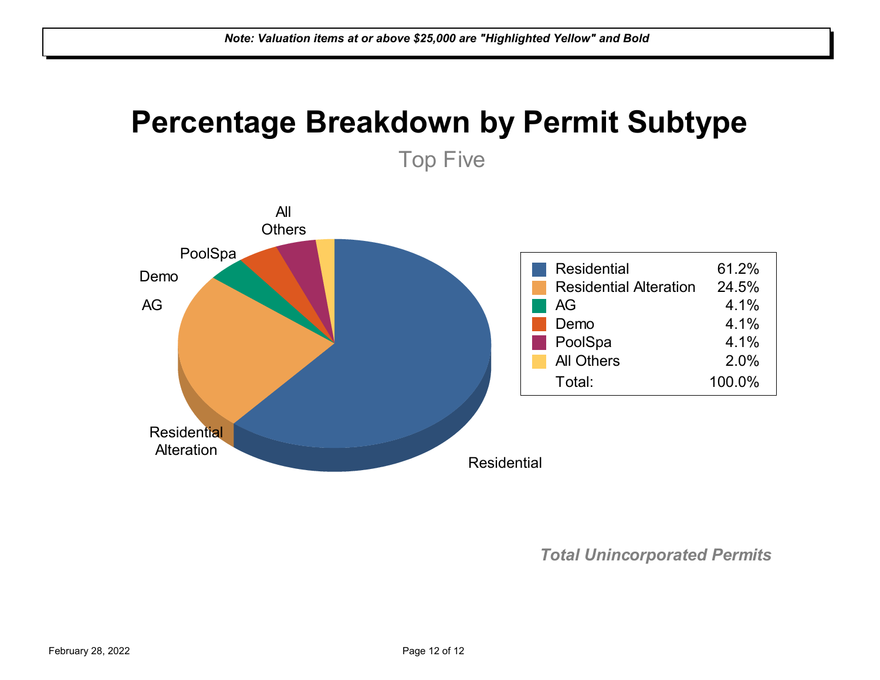**Note: Valuation items at or above $25,000 are "Highlighted Yellow" and Bold**

# Percentage Breakdown by Permit Subtype

Top Five

All Others
PoolSpa
Demo
AG
Residential Alteration
Residential

Residential 61.2%
Residential Alteration 24.5%
AG 4.1%
Demo 4.1%
PoolSpa 4.1%
All Others 2.0%
Total: 100.0%

***Total Unincorporated Permits***

February 28, 2022